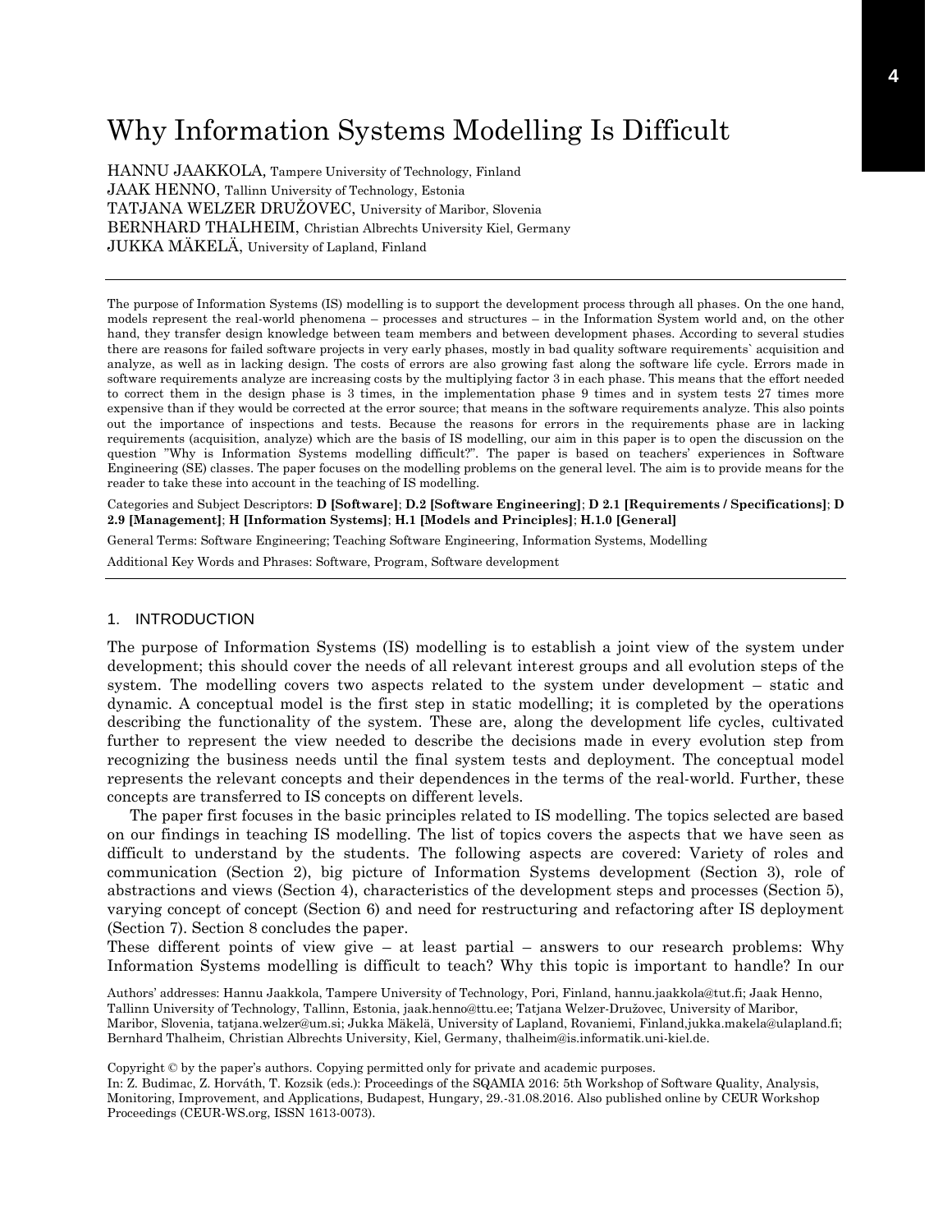# Why Information Systems Modelling Is Difficult

HANNU JAAKKOLA, Tampere University of Technology, Finland
JAAK HENNO, Tallinn University of Technology, Estonia
TATJANA WELZER DRUŽOVEC, University of Maribor, Slovenia
BERNHARD THALHEIM, Christian Albrechts University Kiel, Germany
JUKKA MÄKELÄ, University of Lapland, Finland

The purpose of Information Systems (IS) modelling is to support the development process through all phases. On the one hand, models represent the real-world phenomena – processes and structures – in the Information System world and, on the other hand, they transfer design knowledge between team members and between development phases. According to several studies there are reasons for failed software projects in very early phases, mostly in bad quality software requirements` acquisition and analyze, as well as in lacking design. The costs of errors are also growing fast along the software life cycle. Errors made in software requirements analyze are increasing costs by the multiplying factor 3 in each phase. This means that the effort needed to correct them in the design phase is 3 times, in the implementation phase 9 times and in system tests 27 times more expensive than if they would be corrected at the error source; that means in the software requirements analyze. This also points out the importance of inspections and tests. Because the reasons for errors in the requirements phase are in lacking requirements (acquisition, analyze) which are the basis of IS modelling, our aim in this paper is to open the discussion on the question "Why is Information Systems modelling difficult?". The paper is based on teachers' experiences in Software Engineering (SE) classes. The paper focuses on the modelling problems on the general level. The aim is to provide means for the reader to take these into account in the teaching of IS modelling.

Categories and Subject Descriptors: **D [Software]**; **D.2 [Software Engineering]**; **D 2.1 [Requirements / Specifications]**; **D 2.9 [Management]**; **H [Information Systems]**; **H.1 [Models and Principles]**; **H.1.0 [General]**

General Terms: Software Engineering; Teaching Software Engineering, Information Systems, Modelling

Additional Key Words and Phrases: Software, Program, Software development

## 1. INTRODUCTION

The purpose of Information Systems (IS) modelling is to establish a joint view of the system under development; this should cover the needs of all relevant interest groups and all evolution steps of the system. The modelling covers two aspects related to the system under development – static and dynamic. A conceptual model is the first step in static modelling; it is completed by the operations describing the functionality of the system. These are, along the development life cycles, cultivated further to represent the view needed to describe the decisions made in every evolution step from recognizing the business needs until the final system tests and deployment. The conceptual model represents the relevant concepts and their dependences in the terms of the real-world. Further, these concepts are transferred to IS concepts on different levels.

The paper first focuses in the basic principles related to IS modelling. The topics selected are based on our findings in teaching IS modelling. The list of topics covers the aspects that we have seen as difficult to understand by the students. The following aspects are covered: Variety of roles and communication (Section 2), big picture of Information Systems development (Section 3), role of abstractions and views (Section 4), characteristics of the development steps and processes (Section 5), varying concept of concept (Section 6) and need for restructuring and refactoring after IS deployment (Section 7). Section 8 concludes the paper.

These different points of view give – at least partial – answers to our research problems: Why Information Systems modelling is difficult to teach? Why this topic is important to handle? In our

Authors' addresses: Hannu Jaakkola, Tampere University of Technology, Pori, Finland, hannu.jaakkola@tut.fi; Jaak Henno, Tallinn University of Technology, Tallinn, Estonia, jaak.henno@ttu.ee; Tatjana Welzer-Družovec, University of Maribor, Maribor, Slovenia, tatjana.welzer@um.si; Jukka Mäkelä, University of Lapland, Rovaniemi, Finland,jukka.makela@ulapland.fi; Bernhard Thalheim, Christian Albrechts University, Kiel, Germany, thalheim@is.informatik.uni-kiel.de.

Copyright © by the paper's authors. Copying permitted only for private and academic purposes.
In: Z. Budimac, Z. Horváth, T. Kozsik (eds.): Proceedings of the SQAMIA 2016: 5th Workshop of Software Quality, Analysis, Monitoring, Improvement, and Applications, Budapest, Hungary, 29.-31.08.2016. Also published online by CEUR Workshop Proceedings (CEUR-WS.org, ISSN 1613-0073).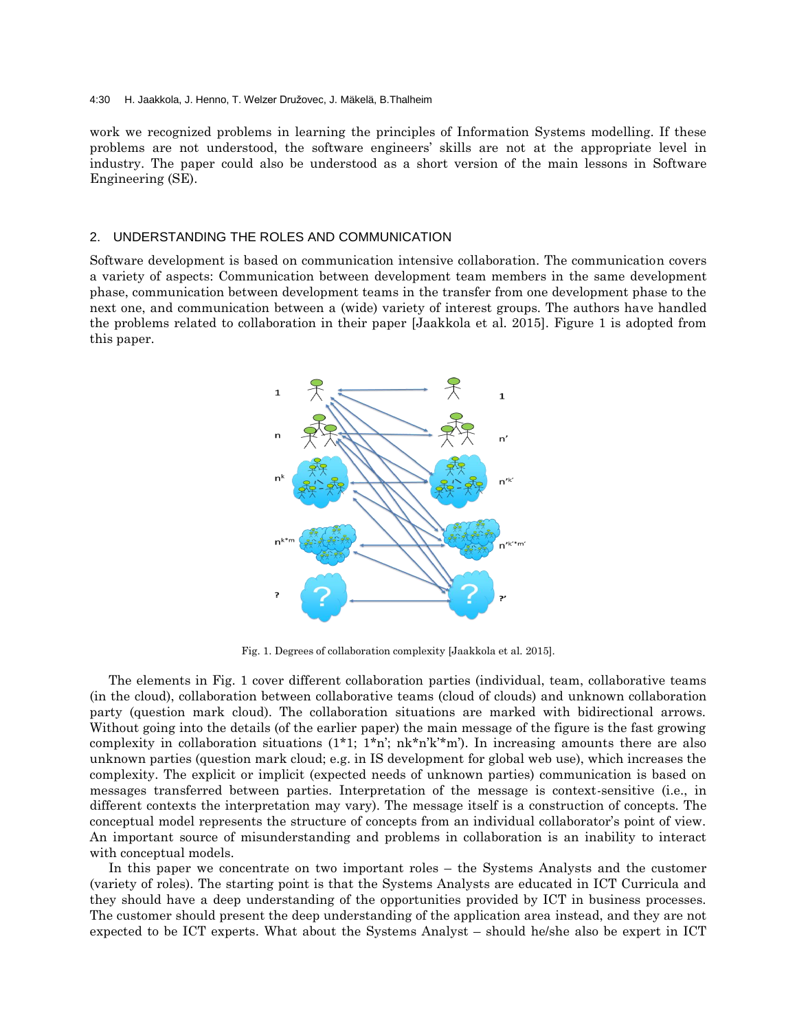work we recognized problems in learning the principles of Information Systems modelling. If these problems are not understood, the software engineers' skills are not at the appropriate level in industry. The paper could also be understood as a short version of the main lessons in Software Engineering (SE).

## 2. UNDERSTANDING THE ROLES AND COMMUNICATION

Software development is based on communication intensive collaboration. The communication covers a variety of aspects: Communication between development team members in the same development phase, communication between development teams in the transfer from one development phase to the next one, and communication between a (wide) variety of interest groups. The authors have handled the problems related to collaboration in their paper [Jaakkola et al. 2015]. Figure 1 is adopted from this paper.

Fig. 1. Degrees of collaboration complexity [Jaakkola et al. 2015].

The elements in Fig. 1 cover different collaboration parties (individual, team, collaborative teams (in the cloud), collaboration between collaborative teams (cloud of clouds) and unknown collaboration party (question mark cloud). The collaboration situations are marked with bidirectional arrows. Without going into the details (of the earlier paper) the main message of the figure is the fast growing complexity in collaboration situations (1*1; 1*n'; nk*n'k'*m'). In increasing amounts there are also unknown parties (question mark cloud; e.g. in IS development for global web use), which increases the complexity. The explicit or implicit (expected needs of unknown parties) communication is based on messages transferred between parties. Interpretation of the message is context-sensitive (i.e., in different contexts the interpretation may vary). The message itself is a construction of concepts. The conceptual model represents the structure of concepts from an individual collaborator's point of view. An important source of misunderstanding and problems in collaboration is an inability to interact with conceptual models.

In this paper we concentrate on two important roles – the Systems Analysts and the customer (variety of roles). The starting point is that the Systems Analysts are educated in ICT Curricula and they should have a deep understanding of the opportunities provided by ICT in business processes. The customer should present the deep understanding of the application area instead, and they are not expected to be ICT experts. What about the Systems Analyst – should he/she also be expert in ICT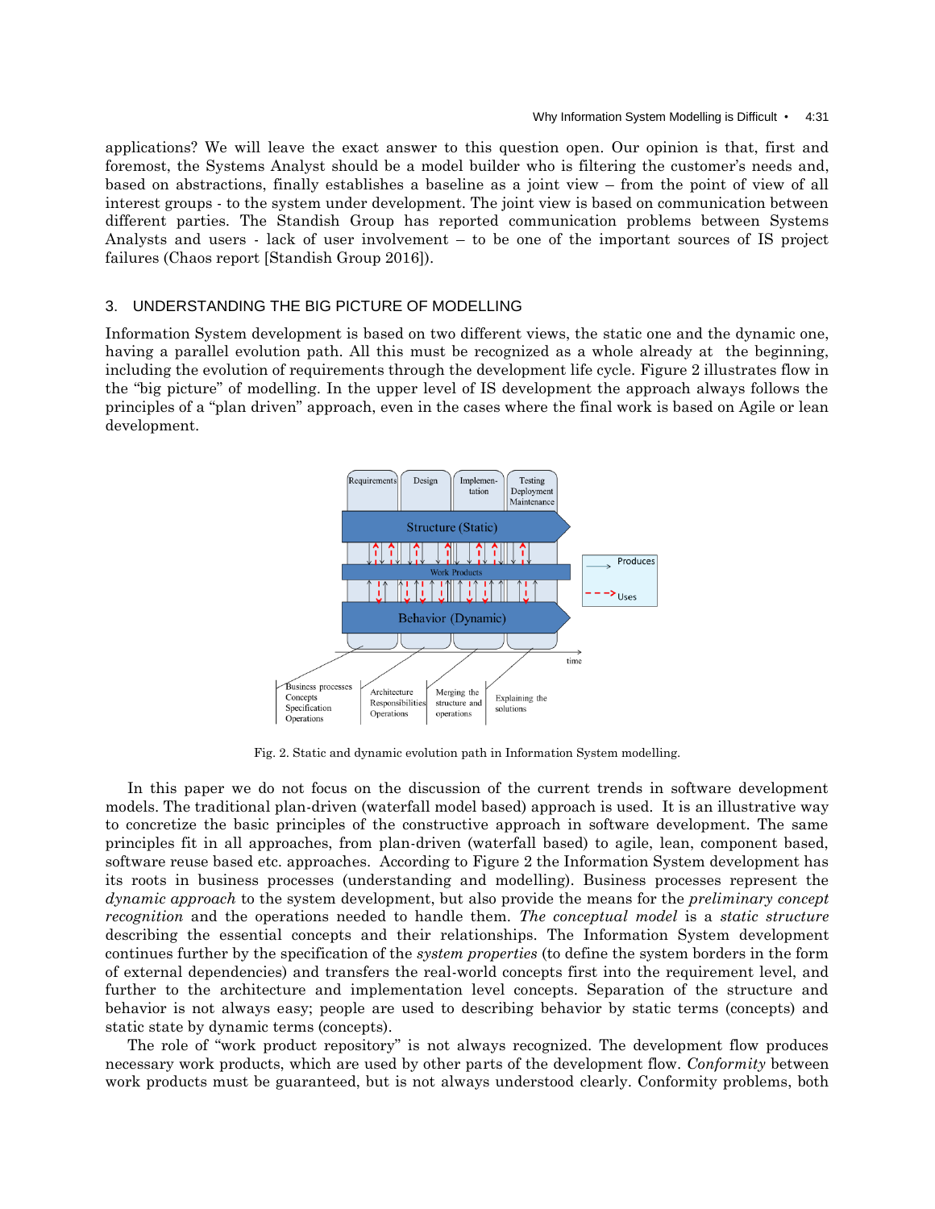applications? We will leave the exact answer to this question open. Our opinion is that, first and foremost, the Systems Analyst should be a model builder who is filtering the customer's needs and, based on abstractions, finally establishes a baseline as a joint view – from the point of view of all interest groups - to the system under development. The joint view is based on communication between different parties. The Standish Group has reported communication problems between Systems Analysts and users - lack of user involvement – to be one of the important sources of IS project failures (Chaos report [Standish Group 2016]).

## 3. UNDERSTANDING THE BIG PICTURE OF MODELLING

Information System development is based on two different views, the static one and the dynamic one, having a parallel evolution path. All this must be recognized as a whole already at the beginning, including the evolution of requirements through the development life cycle. Figure 2 illustrates flow in the "big picture" of modelling. In the upper level of IS development the approach always follows the principles of a "plan driven" approach, even in the cases where the final work is based on Agile or lean development.

Fig. 2. Static and dynamic evolution path in Information System modelling.

In this paper we do not focus on the discussion of the current trends in software development models. The traditional plan-driven (waterfall model based) approach is used. It is an illustrative way to concretize the basic principles of the constructive approach in software development. The same principles fit in all approaches, from plan-driven (waterfall based) to agile, lean, component based, software reuse based etc. approaches. According to Figure 2 the Information System development has its roots in business processes (understanding and modelling). Business processes represent the *dynamic approach* to the system development, but also provide the means for the *preliminary concept recognition* and the operations needed to handle them. *The conceptual model* is a *static structure* describing the essential concepts and their relationships. The Information System development continues further by the specification of the *system properties* (to define the system borders in the form of external dependencies) and transfers the real-world concepts first into the requirement level, and further to the architecture and implementation level concepts. Separation of the structure and behavior is not always easy; people are used to describing behavior by static terms (concepts) and static state by dynamic terms (concepts).

The role of "work product repository" is not always recognized. The development flow produces necessary work products, which are used by other parts of the development flow. *Conformity* between work products must be guaranteed, but is not always understood clearly. Conformity problems, both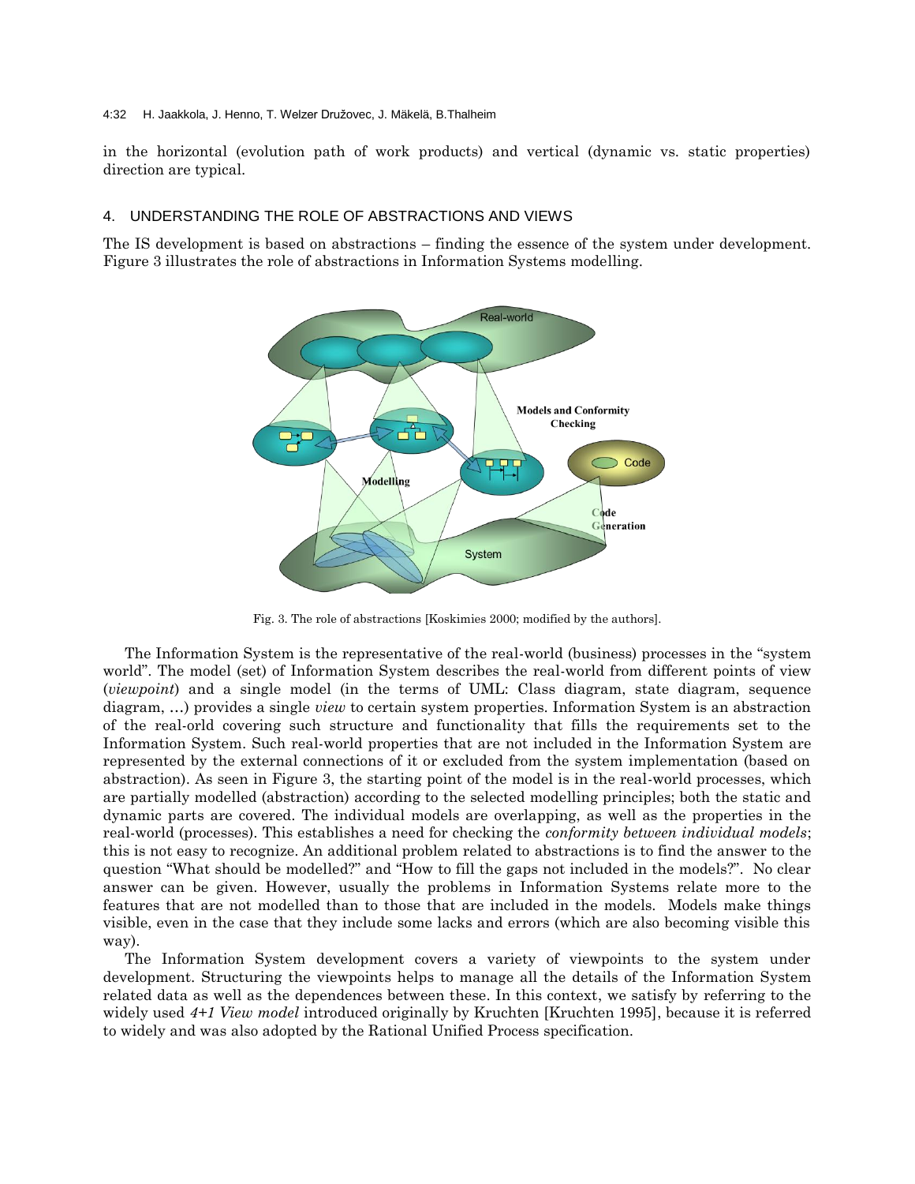in the horizontal (evolution path of work products) and vertical (dynamic vs. static properties) direction are typical.

## 4. UNDERSTANDING THE ROLE OF ABSTRACTIONS AND VIEWS

The IS development is based on abstractions – finding the essence of the system under development. Figure 3 illustrates the role of abstractions in Information Systems modelling.

Fig. 3. The role of abstractions [Koskimies 2000; modified by the authors].

The Information System is the representative of the real-world (business) processes in the "system world". The model (set) of Information System describes the real-world from different points of view (*viewpoint*) and a single model (in the terms of UML: Class diagram, state diagram, sequence diagram, …) provides a single *view* to certain system properties. Information System is an abstraction of the real-orld covering such structure and functionality that fills the requirements set to the Information System. Such real-world properties that are not included in the Information System are represented by the external connections of it or excluded from the system implementation (based on abstraction). As seen in Figure 3, the starting point of the model is in the real-world processes, which are partially modelled (abstraction) according to the selected modelling principles; both the static and dynamic parts are covered. The individual models are overlapping, as well as the properties in the real-world (processes). This establishes a need for checking the *conformity between individual models*; this is not easy to recognize. An additional problem related to abstractions is to find the answer to the question "What should be modelled?" and "How to fill the gaps not included in the models?". No clear answer can be given. However, usually the problems in Information Systems relate more to the features that are not modelled than to those that are included in the models. Models make things visible, even in the case that they include some lacks and errors (which are also becoming visible this way).

The Information System development covers a variety of viewpoints to the system under development. Structuring the viewpoints helps to manage all the details of the Information System related data as well as the dependences between these. In this context, we satisfy by referring to the widely used *4+1 View model* introduced originally by Kruchten [Kruchten 1995], because it is referred to widely and was also adopted by the Rational Unified Process specification.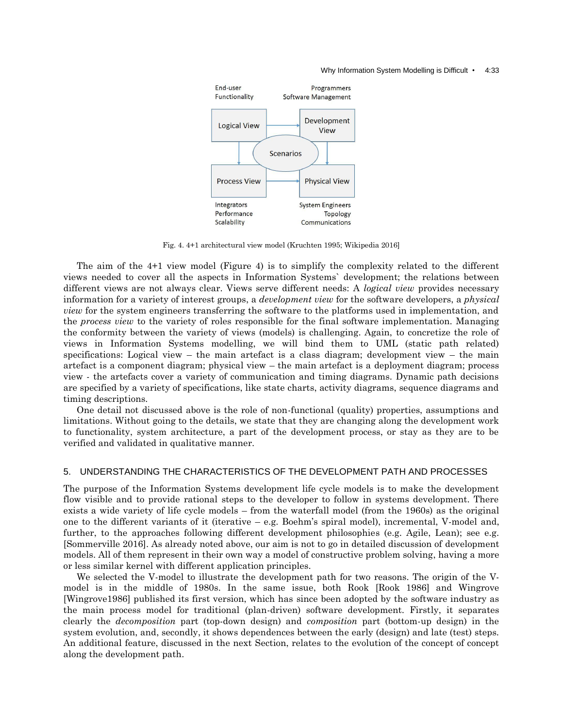Fig. 4. 4+1 architectural view model (Kruchten 1995; Wikipedia 2016]

The aim of the 4+1 view model (Figure 4) is to simplify the complexity related to the different views needed to cover all the aspects in Information Systems` development; the relations between different views are not always clear. Views serve different needs: A *logical view* provides necessary information for a variety of interest groups, a *development view* for the software developers, a *physical view* for the system engineers transferring the software to the platforms used in implementation, and the *process view* to the variety of roles responsible for the final software implementation. Managing the conformity between the variety of views (models) is challenging. Again, to concretize the role of views in Information Systems modelling, we will bind them to UML (static path related) specifications: Logical view – the main artefact is a class diagram; development view – the main artefact is a component diagram; physical view – the main artefact is a deployment diagram; process view - the artefacts cover a variety of communication and timing diagrams. Dynamic path decisions are specified by a variety of specifications, like state charts, activity diagrams, sequence diagrams and timing descriptions.

One detail not discussed above is the role of non-functional (quality) properties, assumptions and limitations. Without going to the details, we state that they are changing along the development work to functionality, system architecture, a part of the development process, or stay as they are to be verified and validated in qualitative manner.

## 5. UNDERSTANDING THE CHARACTERISTICS OF THE DEVELOPMENT PATH AND PROCESSES

The purpose of the Information Systems development life cycle models is to make the development flow visible and to provide rational steps to the developer to follow in systems development. There exists a wide variety of life cycle models – from the waterfall model (from the 1960s) as the original one to the different variants of it (iterative – e.g. Boehm's spiral model), incremental, V-model and, further, to the approaches following different development philosophies (e.g. Agile, Lean); see e.g. [Sommerville 2016]. As already noted above, our aim is not to go in detailed discussion of development models. All of them represent in their own way a model of constructive problem solving, having a more or less similar kernel with different application principles.

We selected the V-model to illustrate the development path for two reasons. The origin of the V-model is in the middle of 1980s. In the same issue, both Rook [Rook 1986] and Wingrove [Wingrove1986] published its first version, which has since been adopted by the software industry as the main process model for traditional (plan-driven) software development. Firstly, it separates clearly the *decomposition* part (top-down design) and *composition* part (bottom-up design) in the system evolution, and, secondly, it shows dependences between the early (design) and late (test) steps. An additional feature, discussed in the next Section, relates to the evolution of the concept of concept along the development path.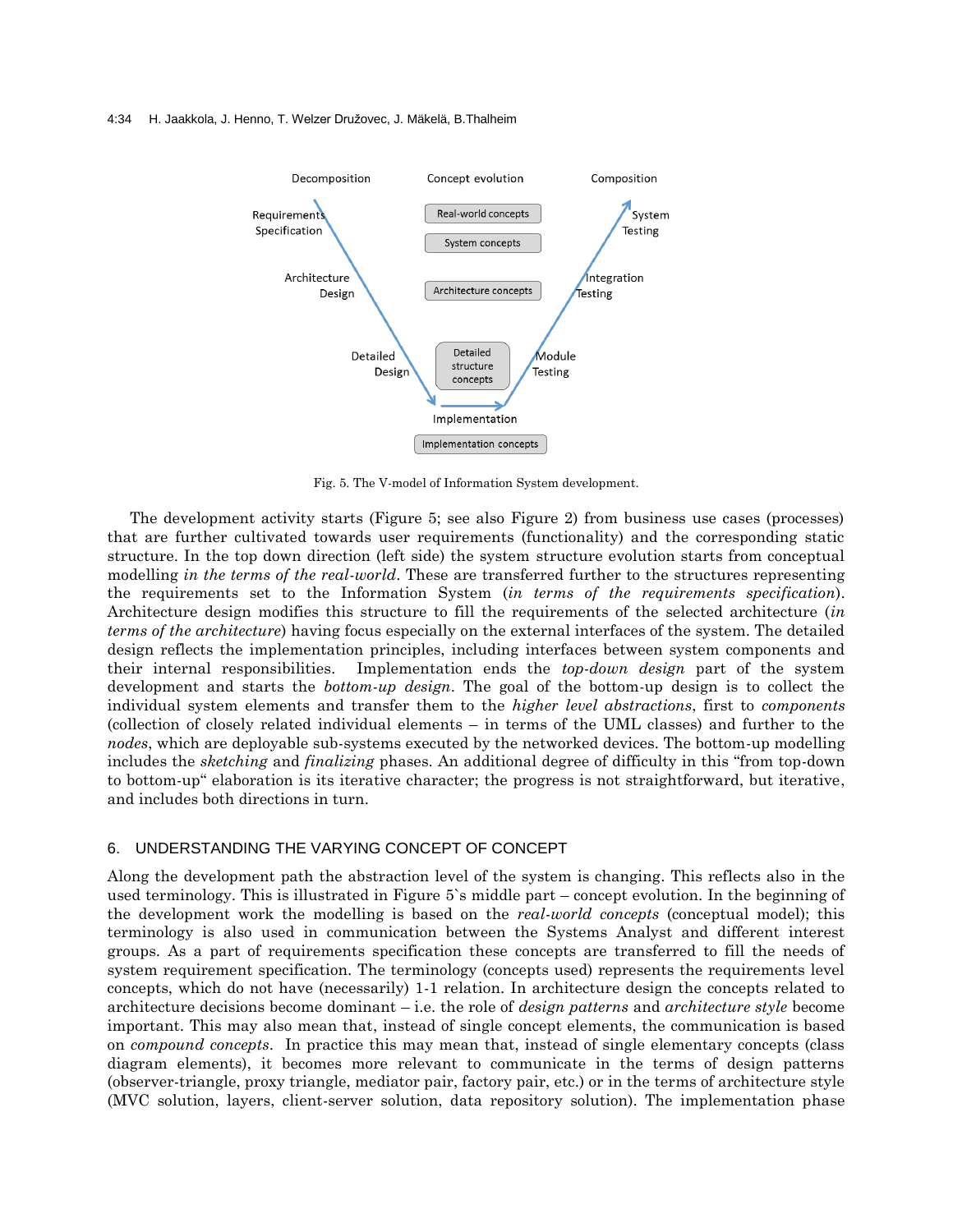Fig. 5. The V-model of Information System development.

The development activity starts (Figure 5; see also Figure 2) from business use cases (processes) that are further cultivated towards user requirements (functionality) and the corresponding static structure. In the top down direction (left side) the system structure evolution starts from conceptual modelling *in the terms of the real-world*. These are transferred further to the structures representing the requirements set to the Information System (*in terms of the requirements specification*). Architecture design modifies this structure to fill the requirements of the selected architecture (*in terms of the architecture*) having focus especially on the external interfaces of the system. The detailed design reflects the implementation principles, including interfaces between system components and their internal responsibilities. Implementation ends the *top-down design* part of the system development and starts the *bottom-up design*. The goal of the bottom-up design is to collect the individual system elements and transfer them to the *higher level abstractions*, first to *components* (collection of closely related individual elements – in terms of the UML classes) and further to the *nodes*, which are deployable sub-systems executed by the networked devices. The bottom-up modelling includes the *sketching* and *finalizing* phases. An additional degree of difficulty in this "from top-down to bottom-up" elaboration is its iterative character; the progress is not straightforward, but iterative, and includes both directions in turn.

## 6. UNDERSTANDING THE VARYING CONCEPT OF CONCEPT

Along the development path the abstraction level of the system is changing. This reflects also in the used terminology. This is illustrated in Figure 5`s middle part – concept evolution. In the beginning of the development work the modelling is based on the *real-world concepts* (conceptual model); this terminology is also used in communication between the Systems Analyst and different interest groups. As a part of requirements specification these concepts are transferred to fill the needs of system requirement specification. The terminology (concepts used) represents the requirements level concepts, which do not have (necessarily) 1-1 relation. In architecture design the concepts related to architecture decisions become dominant – i.e. the role of *design patterns* and *architecture style* become important. This may also mean that, instead of single concept elements, the communication is based on *compound concepts*. In practice this may mean that, instead of single elementary concepts (class diagram elements), it becomes more relevant to communicate in the terms of design patterns (observer-triangle, proxy triangle, mediator pair, factory pair, etc.) or in the terms of architecture style (MVC solution, layers, client-server solution, data repository solution). The implementation phase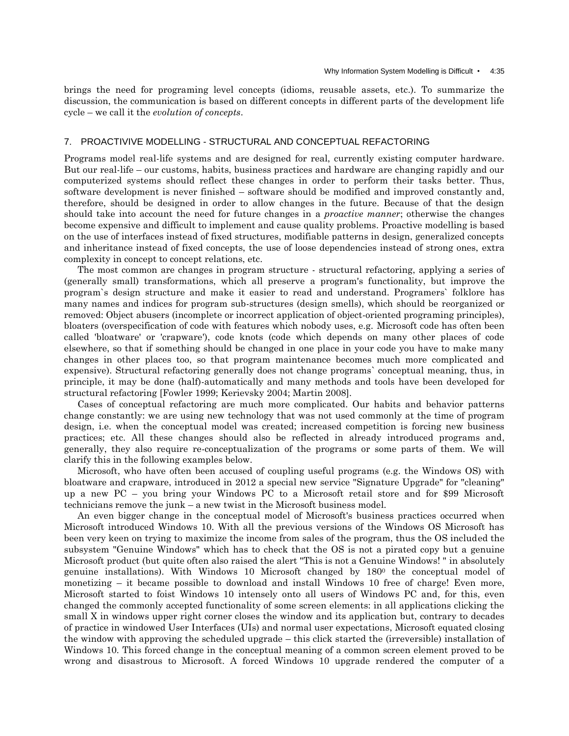brings the need for programing level concepts (idioms, reusable assets, etc.). To summarize the discussion, the communication is based on different concepts in different parts of the development life cycle – we call it the *evolution of concepts*.

## 7. PROACTIVIVE MODELLING - STRUCTURAL AND CONCEPTUAL REFACTORING

Programs model real-life systems and are designed for real, currently existing computer hardware. But our real-life – our customs, habits, business practices and hardware are changing rapidly and our computerized systems should reflect these changes in order to perform their tasks better. Thus, software development is never finished – software should be modified and improved constantly and, therefore, should be designed in order to allow changes in the future. Because of that the design should take into account the need for future changes in a *proactive manner*; otherwise the changes become expensive and difficult to implement and cause quality problems. Proactive modelling is based on the use of interfaces instead of fixed structures, modifiable patterns in design, generalized concepts and inheritance instead of fixed concepts, the use of loose dependencies instead of strong ones, extra complexity in concept to concept relations, etc.

The most common are changes in program structure - structural refactoring, applying a series of (generally small) transformations, which all preserve a program's functionality, but improve the program`s design structure and make it easier to read and understand. Programers` folklore has many names and indices for program sub-structures (design smells), which should be reorganized or removed: Object abusers (incomplete or incorrect application of object-oriented programing principles), bloaters (overspecification of code with features which nobody uses, e.g. Microsoft code has often been called 'bloatware' or 'crapware'), code knots (code which depends on many other places of code elsewhere, so that if something should be changed in one place in your code you have to make many changes in other places too, so that program maintenance becomes much more complicated and expensive). Structural refactoring generally does not change programs` conceptual meaning, thus, in principle, it may be done (half)-automatically and many methods and tools have been developed for structural refactoring [Fowler 1999; Kerievsky 2004; Martin 2008].

Cases of conceptual refactoring are much more complicated. Our habits and behavior patterns change constantly: we are using new technology that was not used commonly at the time of program design, i.e. when the conceptual model was created; increased competition is forcing new business practices; etc. All these changes should also be reflected in already introduced programs and, generally, they also require re-conceptualization of the programs or some parts of them. We will clarify this in the following examples below.

Microsoft, who have often been accused of coupling useful programs (e.g. the Windows OS) with bloatware and crapware, introduced in 2012 a special new service "Signature Upgrade" for "cleaning" up a new PC – you bring your Windows PC to a Microsoft retail store and for \$99 Microsoft technicians remove the junk – a new twist in the Microsoft business model.

An even bigger change in the conceptual model of Microsoft's business practices occurred when Microsoft introduced Windows 10. With all the previous versions of the Windows OS Microsoft has been very keen on trying to maximize the income from sales of the program, thus the OS included the subsystem "Genuine Windows" which has to check that the OS is not a pirated copy but a genuine Microsoft product (but quite often also raised the alert "This is not a Genuine Windows! " in absolutely genuine installations). With Windows 10 Microsoft changed by $180^0$ the conceptual model of monetizing – it became possible to download and install Windows 10 free of charge! Even more, Microsoft started to foist Windows 10 intensely onto all users of Windows PC and, for this, even changed the commonly accepted functionality of some screen elements: in all applications clicking the small X in windows upper right corner closes the window and its application but, contrary to decades of practice in windowed User Interfaces (UIs) and normal user expectations, Microsoft equated closing the window with approving the scheduled upgrade – this click started the (irreversible) installation of Windows 10. This forced change in the conceptual meaning of a common screen element proved to be wrong and disastrous to Microsoft. A forced Windows 10 upgrade rendered the computer of a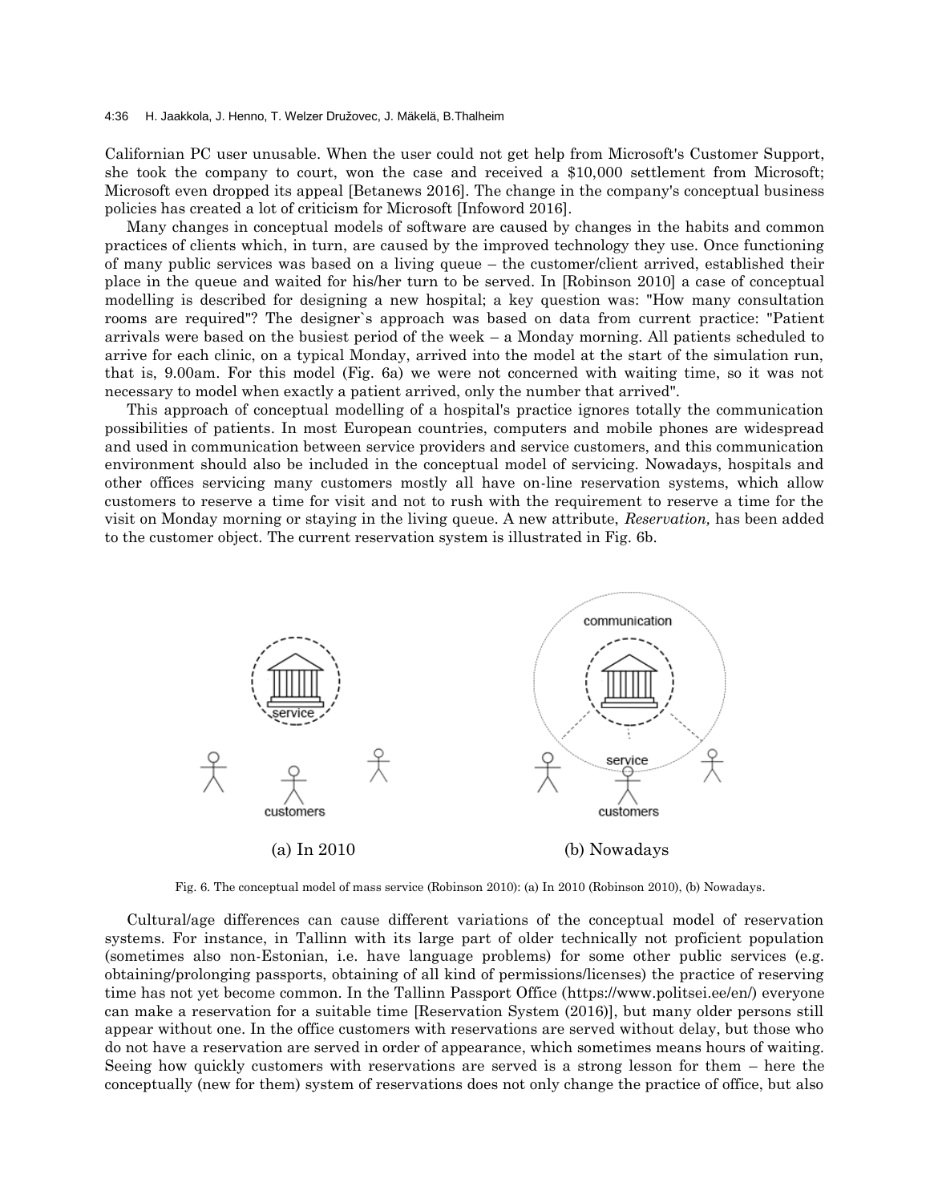Californian PC user unusable. When the user could not get help from Microsoft's Customer Support, she took the company to court, won the case and received a $10,000 settlement from Microsoft; Microsoft even dropped its appeal [Betanews 2016]. The change in the company's conceptual business policies has created a lot of criticism for Microsoft [Infoword 2016].

Many changes in conceptual models of software are caused by changes in the habits and common practices of clients which, in turn, are caused by the improved technology they use. Once functioning of many public services was based on a living queue – the customer/client arrived, established their place in the queue and waited for his/her turn to be served. In [Robinson 2010] a case of conceptual modelling is described for designing a new hospital; a key question was: "How many consultation rooms are required"? The designer`s approach was based on data from current practice: "Patient arrivals were based on the busiest period of the week – a Monday morning. All patients scheduled to arrive for each clinic, on a typical Monday, arrived into the model at the start of the simulation run, that is, 9.00am. For this model (Fig. 6a) we were not concerned with waiting time, so it was not necessary to model when exactly a patient arrived, only the number that arrived".

This approach of conceptual modelling of a hospital's practice ignores totally the communication possibilities of patients. In most European countries, computers and mobile phones are widespread and used in communication between service providers and service customers, and this communication environment should also be included in the conceptual model of servicing. Nowadays, hospitals and other offices servicing many customers mostly all have on-line reservation systems, which allow customers to reserve a time for visit and not to rush with the requirement to reserve a time for the visit on Monday morning or staying in the living queue. A new attribute, *Reservation,* has been added to the customer object. The current reservation system is illustrated in Fig. 6b.

(a) In 2010

(b) Nowadays

Fig. 6. The conceptual model of mass service (Robinson 2010): (a) In 2010 (Robinson 2010), (b) Nowadays.

Cultural/age differences can cause different variations of the conceptual model of reservation systems. For instance, in Tallinn with its large part of older technically not proficient population (sometimes also non-Estonian, i.e. have language problems) for some other public services (e.g. obtaining/prolonging passports, obtaining of all kind of permissions/licenses) the practice of reserving time has not yet become common. In the Tallinn Passport Office (https://www.politsei.ee/en/) everyone can make a reservation for a suitable time [Reservation System (2016)], but many older persons still appear without one. In the office customers with reservations are served without delay, but those who do not have a reservation are served in order of appearance, which sometimes means hours of waiting. Seeing how quickly customers with reservations are served is a strong lesson for them – here the conceptually (new for them) system of reservations does not only change the practice of office, but also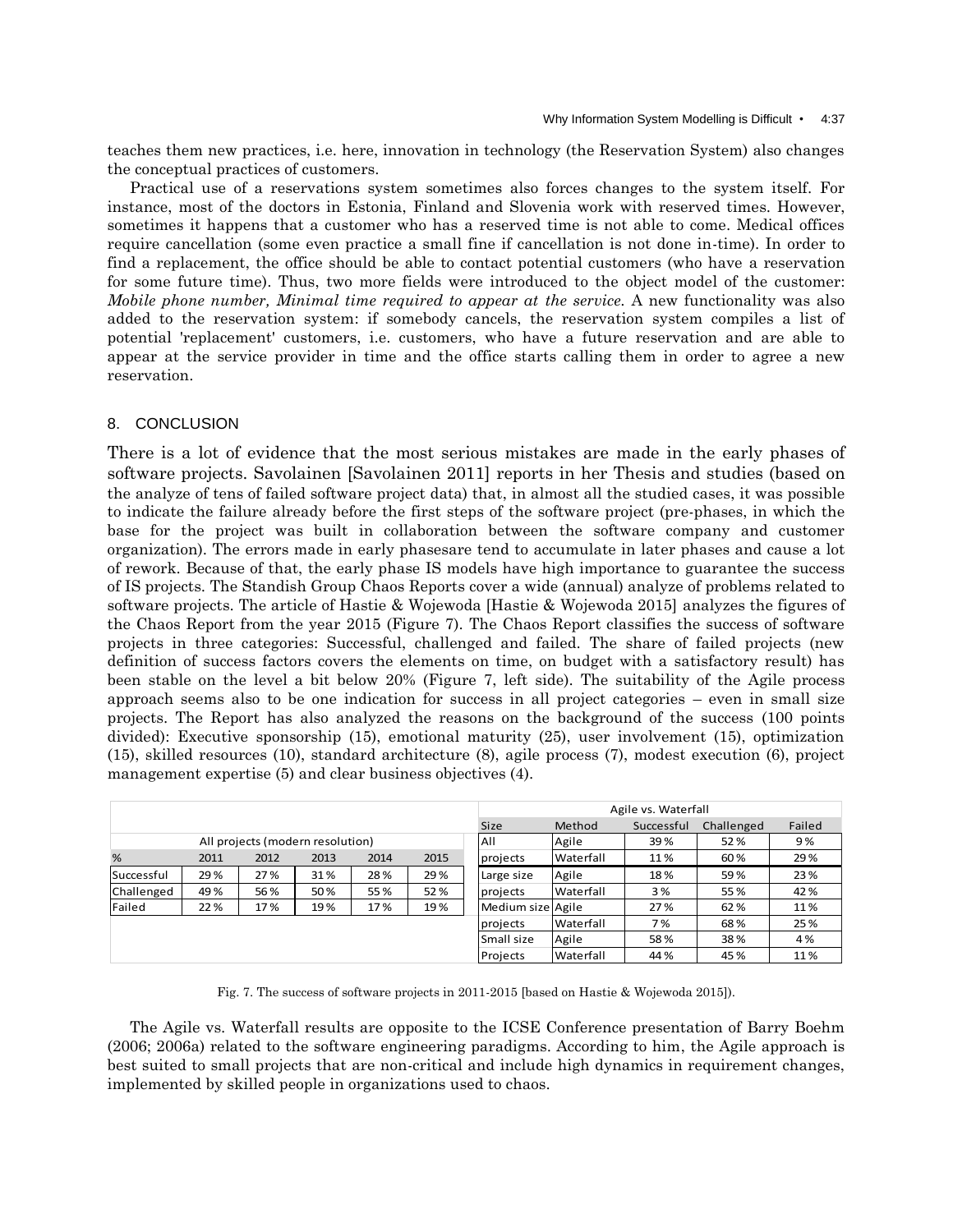teaches them new practices, i.e. here, innovation in technology (the Reservation System) also changes the conceptual practices of customers.

Practical use of a reservations system sometimes also forces changes to the system itself. For instance, most of the doctors in Estonia, Finland and Slovenia work with reserved times. However, sometimes it happens that a customer who has a reserved time is not able to come. Medical offices require cancellation (some even practice a small fine if cancellation is not done in-time). In order to find a replacement, the office should be able to contact potential customers (who have a reservation for some future time). Thus, two more fields were introduced to the object model of the customer: *Mobile phone number, Minimal time required to appear at the service*. A new functionality was also added to the reservation system: if somebody cancels, the reservation system compiles a list of potential 'replacement' customers, i.e. customers, who have a future reservation and are able to appear at the service provider in time and the office starts calling them in order to agree a new reservation.

## 8. CONCLUSION

There is a lot of evidence that the most serious mistakes are made in the early phases of software projects. Savolainen [Savolainen 2011] reports in her Thesis and studies (based on the analyze of tens of failed software project data) that, in almost all the studied cases, it was possible to indicate the failure already before the first steps of the software project (pre-phases, in which the base for the project was built in collaboration between the software company and customer organization). The errors made in early phasesare tend to accumulate in later phases and cause a lot of rework. Because of that, the early phase IS models have high importance to guarantee the success of IS projects. The Standish Group Chaos Reports cover a wide (annual) analyze of problems related to software projects. The article of Hastie & Wojewoda [Hastie & Wojewoda 2015] analyzes the figures of the Chaos Report from the year 2015 (Figure 7). The Chaos Report classifies the success of software projects in three categories: Successful, challenged and failed. The share of failed projects (new definition of success factors covers the elements on time, on budget with a satisfactory result) has been stable on the level a bit below 20% (Figure 7, left side). The suitability of the Agile process approach seems also to be one indication for success in all project categories – even in small size projects. The Report has also analyzed the reasons on the background of the success (100 points divided): Executive sponsorship (15), emotional maturity (25), user involvement (15), optimization (15), skilled resources (10), standard architecture (8), agile process (7), modest execution (6), project management expertise (5) and clear business objectives (4).

| All projects (modern resolution) | | | | | |
|---|---|---|---|---|---|
| % | 2011 | 2012 | 2013 | 2014 | 2015 |
| Successful | 29% | 27% | 31% | 28% | 29% |
| Challenged | 49% | 56% | 50% | 55% | 52% |
| Failed | 22% | 17% | 19% | 17% | 19% |

| Agile vs. Waterfall | | | | |
|---|---|---|---|---|
| Size | Method | Successful | Challenged | Failed |
| All projects | Agile | 39% | 52% | 9% |
| | Waterfall | 11% | 60% | 29% |
| Large size projects | Agile | 18% | 59% | 23% |
| | Waterfall | 3% | 55% | 42% |
| Medium size projects | Agile | 27% | 62% | 11% |
| | Waterfall | 7% | 68% | 25% |
| Small size Projects | Agile | 58% | 38% | 4% |
| | Waterfall | 44% | 45% | 11% |

Fig. 7. The success of software projects in 2011-2015 [based on Hastie & Wojewoda 2015]).

The Agile vs. Waterfall results are opposite to the ICSE Conference presentation of Barry Boehm (2006; 2006a) related to the software engineering paradigms. According to him, the Agile approach is best suited to small projects that are non-critical and include high dynamics in requirement changes, implemented by skilled people in organizations used to chaos.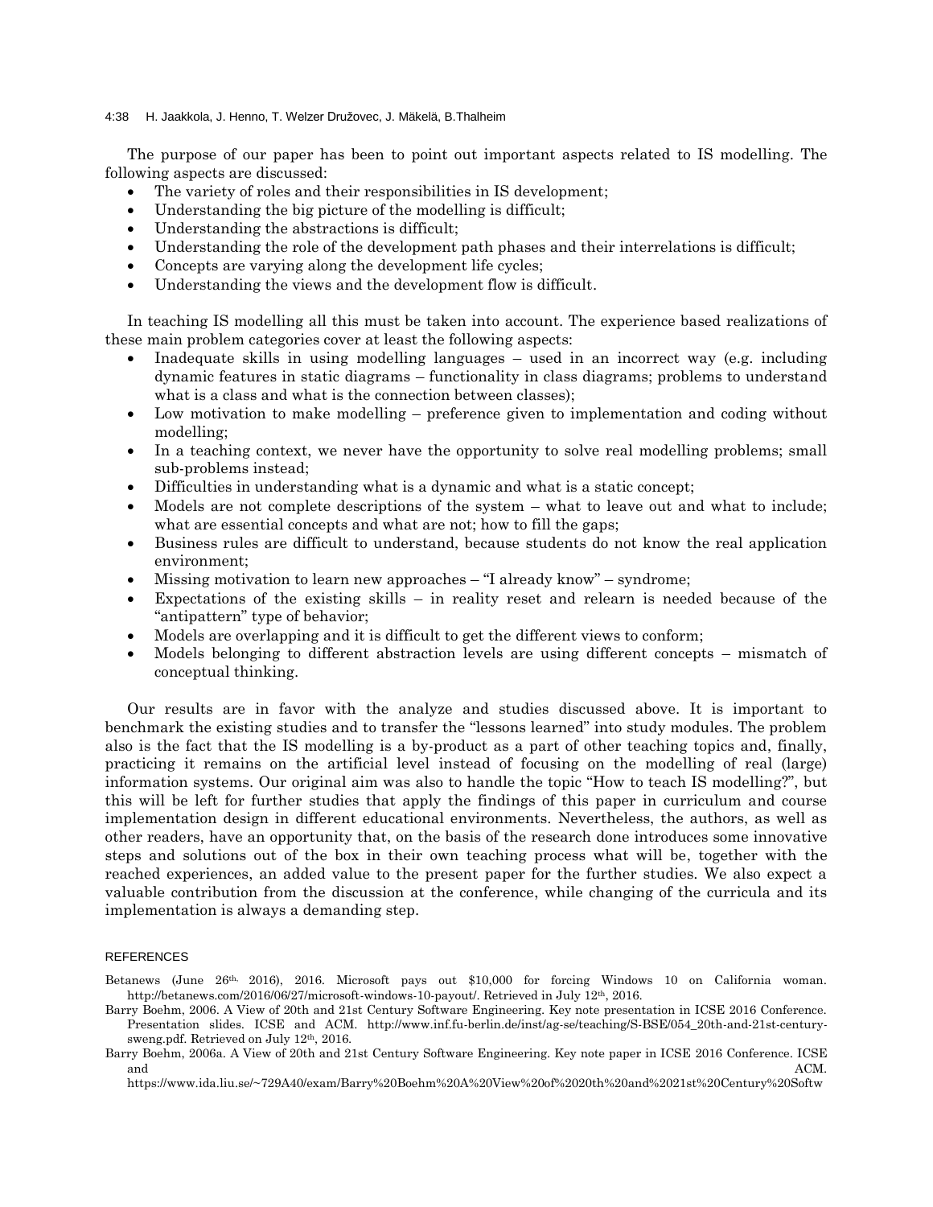The purpose of our paper has been to point out important aspects related to IS modelling. The following aspects are discussed:

- The variety of roles and their responsibilities in IS development;
- Understanding the big picture of the modelling is difficult;
- Understanding the abstractions is difficult;
- Understanding the role of the development path phases and their interrelations is difficult;
- Concepts are varying along the development life cycles;
- Understanding the views and the development flow is difficult.

In teaching IS modelling all this must be taken into account. The experience based realizations of these main problem categories cover at least the following aspects:

- Inadequate skills in using modelling languages – used in an incorrect way (e.g. including dynamic features in static diagrams – functionality in class diagrams; problems to understand what is a class and what is the connection between classes);
- Low motivation to make modelling – preference given to implementation and coding without modelling;
- In a teaching context, we never have the opportunity to solve real modelling problems; small sub-problems instead;
- Difficulties in understanding what is a dynamic and what is a static concept;
- Models are not complete descriptions of the system – what to leave out and what to include; what are essential concepts and what are not; how to fill the gaps;
- Business rules are difficult to understand, because students do not know the real application environment;
- Missing motivation to learn new approaches – "I already know" – syndrome;
- Expectations of the existing skills – in reality reset and relearn is needed because of the "antipattern" type of behavior;
- Models are overlapping and it is difficult to get the different views to conform;
- Models belonging to different abstraction levels are using different concepts – mismatch of conceptual thinking.

Our results are in favor with the analyze and studies discussed above. It is important to benchmark the existing studies and to transfer the "lessons learned" into study modules. The problem also is the fact that the IS modelling is a by-product as a part of other teaching topics and, finally, practicing it remains on the artificial level instead of focusing on the modelling of real (large) information systems. Our original aim was also to handle the topic "How to teach IS modelling?", but this will be left for further studies that apply the findings of this paper in curriculum and course implementation design in different educational environments. Nevertheless, the authors, as well as other readers, have an opportunity that, on the basis of the research done introduces some innovative steps and solutions out of the box in their own teaching process what will be, together with the reached experiences, an added value to the present paper for the further studies. We also expect a valuable contribution from the discussion at the conference, while changing of the curricula and its implementation is always a demanding step.

## REFERENCES

Betanews (June 26th, 2016), 2016. Microsoft pays out $10,000 for forcing Windows 10 on California woman. http://betanews.com/2016/06/27/microsoft-windows-10-payout/. Retrieved in July 12th, 2016.

Barry Boehm, 2006. A View of 20th and 21st Century Software Engineering. Key note presentation in ICSE 2016 Conference. Presentation slides. ICSE and ACM. http://www.inf.fu-berlin.de/inst/ag-se/teaching/S-BSE/054_20th-and-21st-century-sweng.pdf. Retrieved on July 12th, 2016.

Barry Boehm, 2006a. A View of 20th and 21st Century Software Engineering. Key note paper in ICSE 2016 Conference. ICSE and ACM. https://www.ida.liu.se/~729A40/exam/Barry%20Boehm%20A%20View%20of%2020th%20and%2021st%20Century%20Softw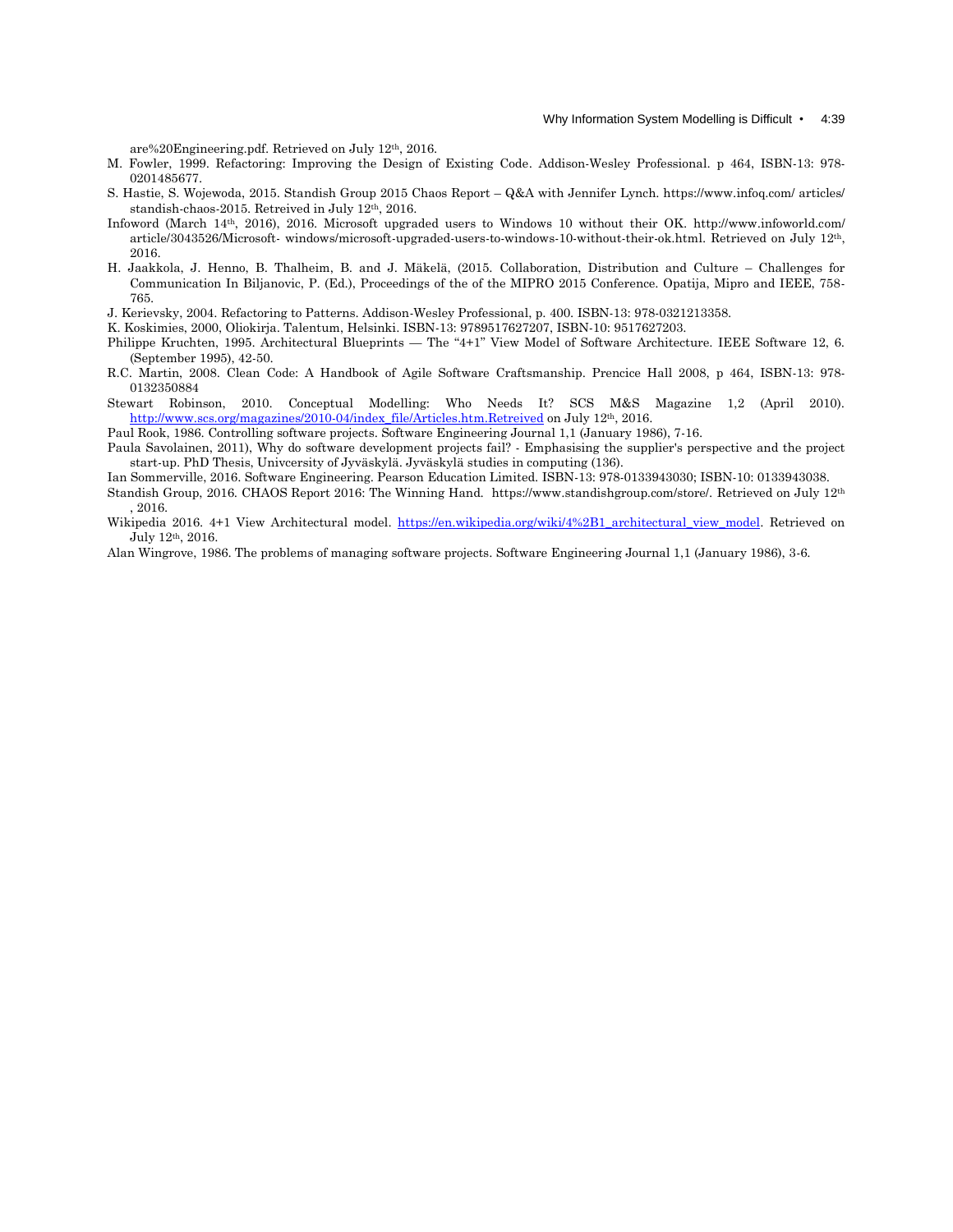are%20Engineering.pdf. Retrieved on July 12th, 2016.

M. Fowler, 1999. Refactoring: Improving the Design of Existing Code. Addison-Wesley Professional. p 464, ISBN-13: 978-0201485677.

S. Hastie, S. Wojewoda, 2015. Standish Group 2015 Chaos Report – Q&A with Jennifer Lynch. https://www.infoq.com/ articles/ standish-chaos-2015. Retreived in July 12th, 2016.

Infoword (March 14th, 2016), 2016. Microsoft upgraded users to Windows 10 without their OK. http://www.infoworld.com/ article/3043526/Microsoft- windows/microsoft-upgraded-users-to-windows-10-without-their-ok.html. Retrieved on July 12th, 2016.

H. Jaakkola, J. Henno, B. Thalheim, B. and J. Mäkelä, (2015. Collaboration, Distribution and Culture – Challenges for Communication In Biljanovic, P. (Ed.), Proceedings of the of the MIPRO 2015 Conference. Opatija, Mipro and IEEE, 758-765.

J. Kerievsky, 2004. Refactoring to Patterns. Addison-Wesley Professional, p. 400. ISBN-13: 978-0321213358.

K. Koskimies, 2000, Oliokirja. Talentum, Helsinki. ISBN-13: 9789517627207, ISBN-10: 9517627203.

Philippe Kruchten, 1995. Architectural Blueprints — The "4+1" View Model of Software Architecture. IEEE Software 12, 6. (September 1995), 42-50.

R.C. Martin, 2008. Clean Code: A Handbook of Agile Software Craftsmanship. Prencice Hall 2008, p 464, ISBN-13: 978-0132350884

Stewart Robinson, 2010. Conceptual Modelling: Who Needs It? SCS M&S Magazine 1,2 (April 2010). http://www.scs.org/magazines/2010-04/index_file/Articles.htm.Retreived on July 12th, 2016.

Paul Rook, 1986. Controlling software projects. Software Engineering Journal 1,1 (January 1986), 7-16.

Paula Savolainen, 2011), Why do software development projects fail? - Emphasising the supplier's perspective and the project start-up. PhD Thesis, Univcersity of Jyväskylä. Jyväskylä studies in computing (136).

Ian Sommerville, 2016. Software Engineering. Pearson Education Limited. ISBN-13: 978-0133943030; ISBN-10: 0133943038.

Standish Group, 2016. CHAOS Report 2016: The Winning Hand. https://www.standishgroup.com/store/. Retrieved on July 12th , 2016.

Wikipedia 2016. 4+1 View Architectural model. https://en.wikipedia.org/wiki/4%2B1_architectural_view_model. Retrieved on July 12th, 2016.

Alan Wingrove, 1986. The problems of managing software projects. Software Engineering Journal 1,1 (January 1986), 3-6.